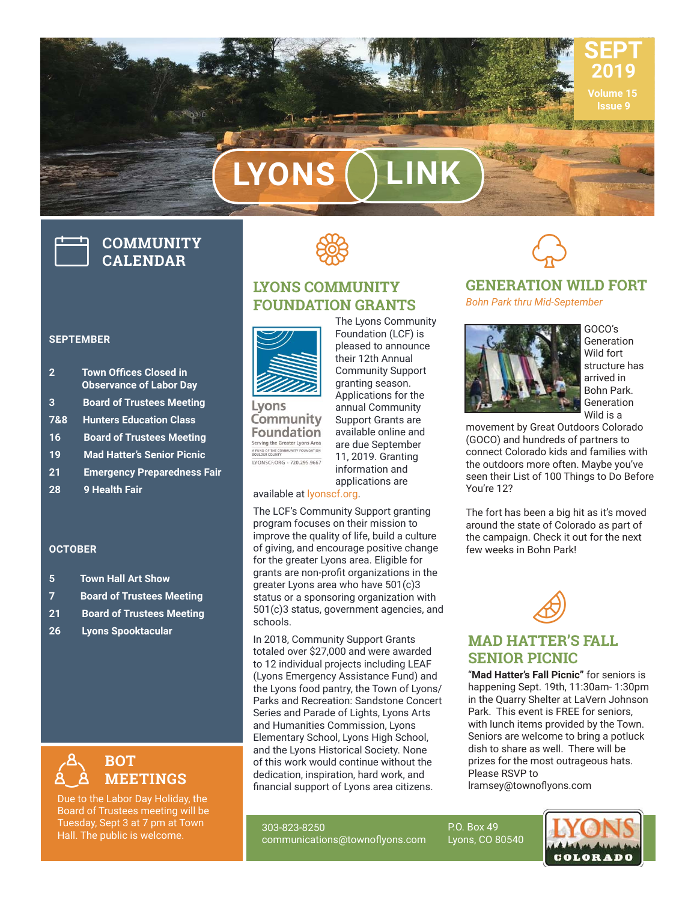# LYONS LINK

SEPT 2019
Volume 15
Issue 9

## COMMUNITY CALENDAR

### SEPTEMBER

- **2** Town Offices Closed in Observance of Labor Day
- **3** Board of Trustees Meeting
- **7&8** Hunters Education Class
- **16** Board of Trustees Meeting
- **19** Mad Hatter's Senior Picnic
- **21** Emergency Preparedness Fair
- **28** 9 Health Fair

### OCTOBER

- **5** Town Hall Art Show
- **7** Board of Trustees Meeting
- **21** Board of Trustees Meeting
- **26** Lyons Spooktacular

## BOT MEETINGS

Due to the Labor Day Holiday, the Board of Trustees meeting will be Tuesday, Sept 3 at 7 pm at Town Hall. The public is welcome.

## LYONS COMMUNITY FOUNDATION GRANTS

Lyons Community Foundation
Serving the Greater Lyons Area
A FUND OF THE COMMUNITY FOUNDATION BOULDER COUNTY
LYONSCF.ORG · 720.295.9667

The Lyons Community Foundation (LCF) is pleased to announce their 12th Annual Community Support granting season. Applications for the annual Community Support Grants are available online and are due September 11, 2019. Granting information and applications are available at lyonscf.org.

The LCF's Community Support granting program focuses on their mission to improve the quality of life, build a culture of giving, and encourage positive change for the greater Lyons area. Eligible for grants are non-profit organizations in the greater Lyons area who have 501(c)3 status or a sponsoring organization with 501(c)3 status, government agencies, and schools.

In 2018, Community Support Grants totaled over $27,000 and were awarded to 12 individual projects including LEAF (Lyons Emergency Assistance Fund) and the Lyons food pantry, the Town of Lyons/ Parks and Recreation: Sandstone Concert Series and Parade of Lights, Lyons Arts and Humanities Commission, Lyons Elementary School, Lyons High School, and the Lyons Historical Society. None of this work would continue without the dedication, inspiration, hard work, and financial support of Lyons area citizens.

## GENERATION WILD FORT

*Bohn Park thru Mid-September*

GOCO's Generation Wild fort structure has arrived in Bohn Park. Generation Wild is a movement by Great Outdoors Colorado (GOCO) and hundreds of partners to connect Colorado kids and families with the outdoors more often. Maybe you've seen their List of 100 Things to Do Before You're 12?

The fort has been a big hit as it's moved around the state of Colorado as part of the campaign. Check it out for the next few weeks in Bohn Park!

## MAD HATTER'S FALL SENIOR PICNIC

"**Mad Hatter's Fall Picnic"** for seniors is happening Sept. 19th, 11:30am- 1:30pm in the Quarry Shelter at LaVern Johnson Park. This event is FREE for seniors, with lunch items provided by the Town. Seniors are welcome to bring a potluck dish to share as well. There will be prizes for the most outrageous hats. Please RSVP to lramsey@townoflyons.com

303-823-8250
communications@townoflyons.com

P.O. Box 49
Lyons, CO 80540

LYONS COLORADO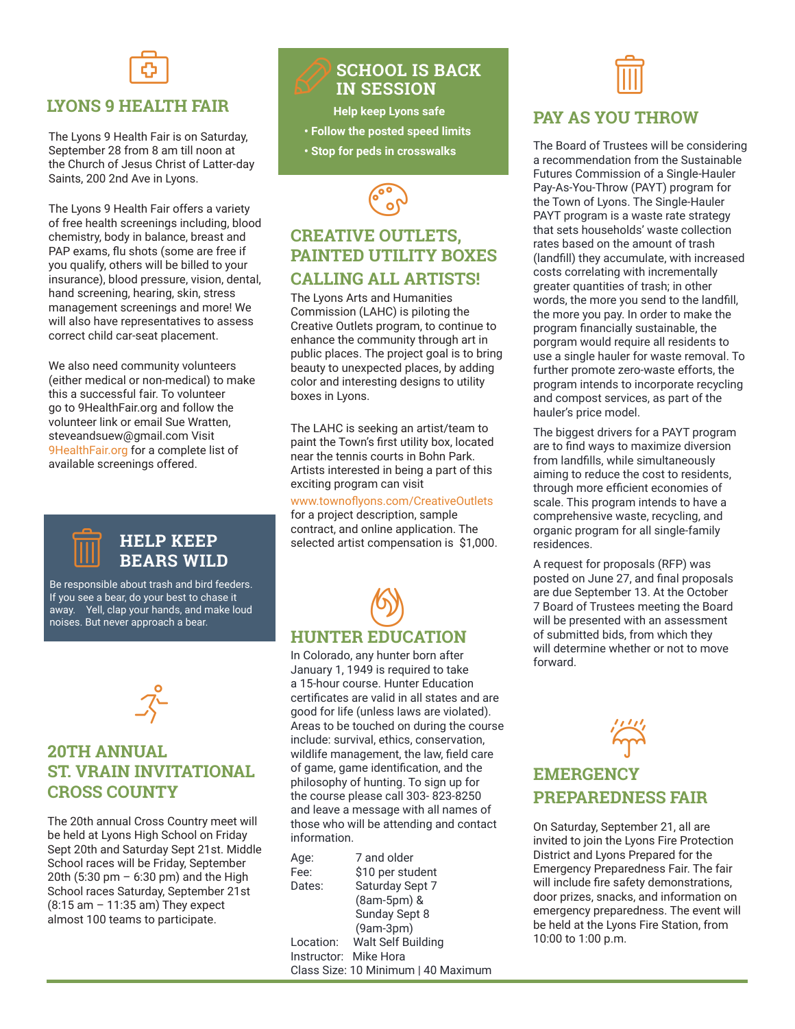## LYONS 9 HEALTH FAIR

The Lyons 9 Health Fair is on Saturday, September 28 from 8 am till noon at the Church of Jesus Christ of Latter-day Saints, 200 2nd Ave in Lyons.

The Lyons 9 Health Fair offers a variety of free health screenings including, blood chemistry, body in balance, breast and PAP exams, flu shots (some are free if you qualify, others will be billed to your insurance), blood pressure, vision, dental, hand screening, hearing, skin, stress management screenings and more! We will also have representatives to assess correct child car-seat placement.

We also need community volunteers (either medical or non-medical) to make this a successful fair. To volunteer go to 9HealthFair.org and follow the volunteer link or email Sue Wratten, steveandsuew@gmail.com Visit 9HealthFair.org for a complete list of available screenings offered.

## HELP KEEP BEARS WILD

Be responsible about trash and bird feeders. If you see a bear, do your best to chase it away.   Yell, clap your hands, and make loud noises. But never approach a bear.

## 20TH ANNUAL ST. VRAIN INVITATIONAL CROSS COUNTY

The 20th annual Cross Country meet will be held at Lyons High School on Friday Sept 20th and Saturday Sept 21st. Middle School races will be Friday, September 20th (5:30 pm – 6:30 pm) and the High School races Saturday, September 21st (8:15 am – 11:35 am) They expect almost 100 teams to participate.

## SCHOOL IS BACK IN SESSION

**Help keep Lyons safe**

- **Follow the posted speed limits**
- **Stop for peds in crosswalks**

## CREATIVE OUTLETS, PAINTED UTILITY BOXES

## CALLING ALL ARTISTS!

The Lyons Arts and Humanities Commission (LAHC) is piloting the Creative Outlets program, to continue to enhance the community through art in public places. The project goal is to bring beauty to unexpected places, by adding color and interesting designs to utility boxes in Lyons.

The LAHC is seeking an artist/team to paint the Town's first utility box, located near the tennis courts in Bohn Park. Artists interested in being a part of this exciting program can visit www.townoflyons.com/CreativeOutlets for a project description, sample contract, and online application. The selected artist compensation is $1,000.

## HUNTER EDUCATION

In Colorado, any hunter born after January 1, 1949 is required to take a 15-hour course. Hunter Education certificates are valid in all states and are good for life (unless laws are violated). Areas to be touched on during the course include: survival, ethics, conservation, wildlife management, the law, field care of game, game identification, and the philosophy of hunting. To sign up for the course please call 303- 823-8250 and leave a message with all names of those who will be attending and contact information.

| | |
|---|---|
| Age: | 7 and older |
| Fee: | $10 per student |
| Dates: | Saturday Sept 7 (8am-5pm) & Sunday Sept 8 (9am-3pm) |
| Location: | Walt Self Building |
| Instructor: | Mike Hora |
| Class Size: | 10 Minimum \| 40 Maximum |

## PAY AS YOU THROW

The Board of Trustees will be considering a recommendation from the Sustainable Futures Commission of a Single-Hauler Pay-As-You-Throw (PAYT) program for the Town of Lyons. The Single-Hauler PAYT program is a waste rate strategy that sets households' waste collection rates based on the amount of trash (landfill) they accumulate, with increased costs correlating with incrementally greater quantities of trash; in other words, the more you send to the landfill, the more you pay. In order to make the program financially sustainable, the porgram would require all residents to use a single hauler for waste removal. To further promote zero-waste efforts, the program intends to incorporate recycling and compost services, as part of the hauler's price model.

The biggest drivers for a PAYT program are to find ways to maximize diversion from landfills, while simultaneously aiming to reduce the cost to residents, through more efficient economies of scale. This program intends to have a comprehensive waste, recycling, and organic program for all single-family residences.

A request for proposals (RFP) was posted on June 27, and final proposals are due September 13. At the October 7 Board of Trustees meeting the Board will be presented with an assessment of submitted bids, from which they will determine whether or not to move forward.

## EMERGENCY PREPAREDNESS FAIR

On Saturday, September 21, all are invited to join the Lyons Fire Protection District and Lyons Prepared for the Emergency Preparedness Fair. The fair will include fire safety demonstrations, door prizes, snacks, and information on emergency preparedness. The event will be held at the Lyons Fire Station, from 10:00 to 1:00 p.m.